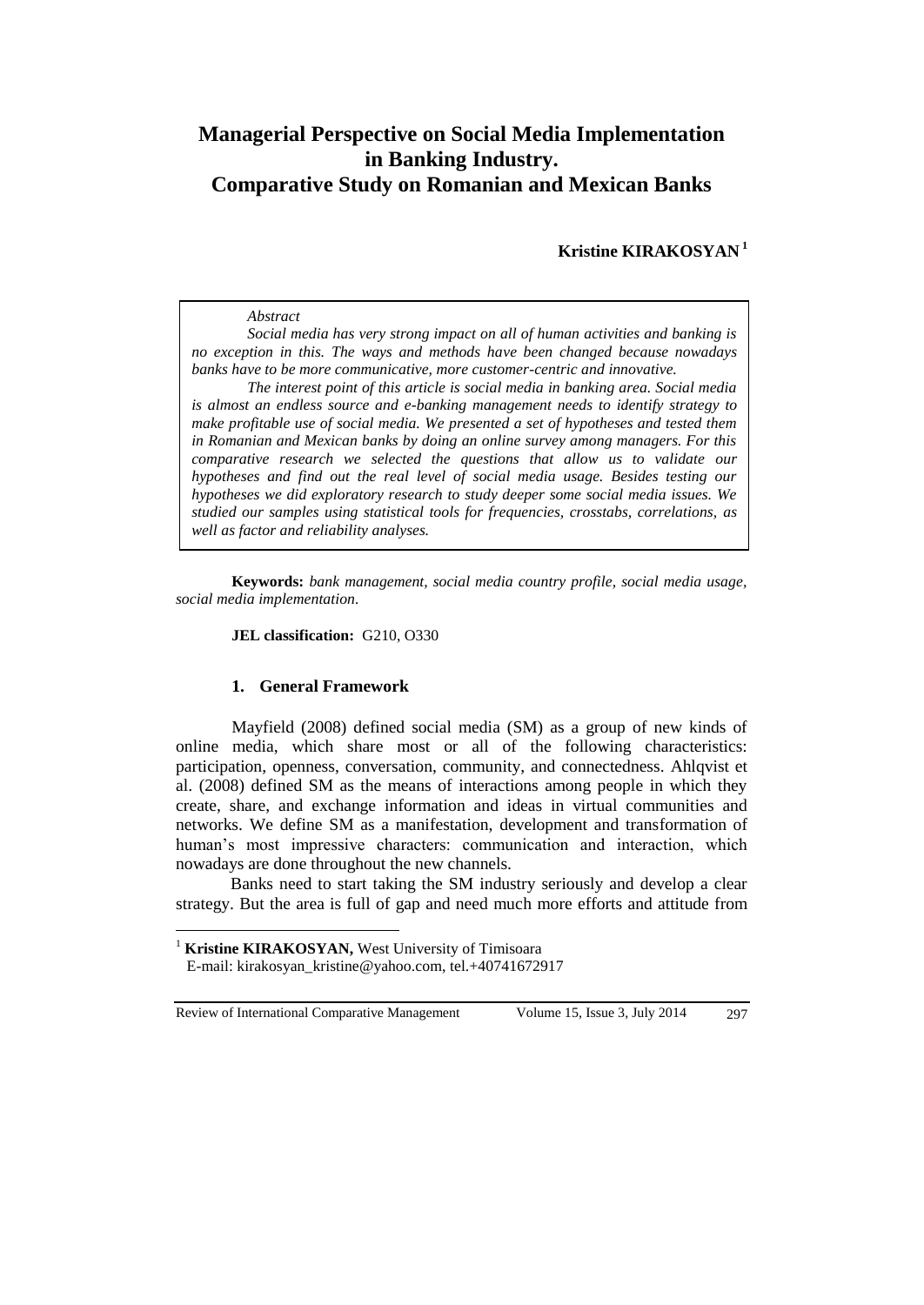# Managerial Perspective on Social Media Implementation in Banking Industry. Comparative Study on Romanian and Mexican Banks

**Kristine KIRAKOSYAN** [1]

*Abstract*

*Social media has very strong impact on all of human activities and banking is no exception in this. The ways and methods have been changed because nowadays banks have to be more communicative, more customer-centric and innovative.*

*The interest point of this article is social media in banking area. Social media is almost an endless source and e-banking management needs to identify strategy to make profitable use of social media. We presented a set of hypotheses and tested them in Romanian and Mexican banks by doing an online survey among managers. For this comparative research we selected the questions that allow us to validate our hypotheses and find out the real level of social media usage. Besides testing our hypotheses we did exploratory research to study deeper some social media issues. We studied our samples using statistical tools for frequencies, crosstabs, correlations, as well as factor and reliability analyses.*

**Keywords:** *bank management, social media country profile, social media usage, social media implementation.*

**JEL classification:** G210, O330

## 1. General Framework

Mayfield (2008) defined social media (SM) as a group of new kinds of online media, which share most or all of the following characteristics: participation, openness, conversation, community, and connectedness. Ahlqvist et al. (2008) defined SM as the means of interactions among people in which they create, share, and exchange information and ideas in virtual communities and networks. We define SM as a manifestation, development and transformation of human's most impressive characters: communication and interaction, which nowadays are done throughout the new channels.

Banks need to start taking the SM industry seriously and develop a clear strategy. But the area is full of gap and need much more efforts and attitude from

---

[1] **Kristine KIRAKOSYAN,** West University of Timisoara
E-mail: kirakosyan_kristine@yahoo.com, tel.+40741672917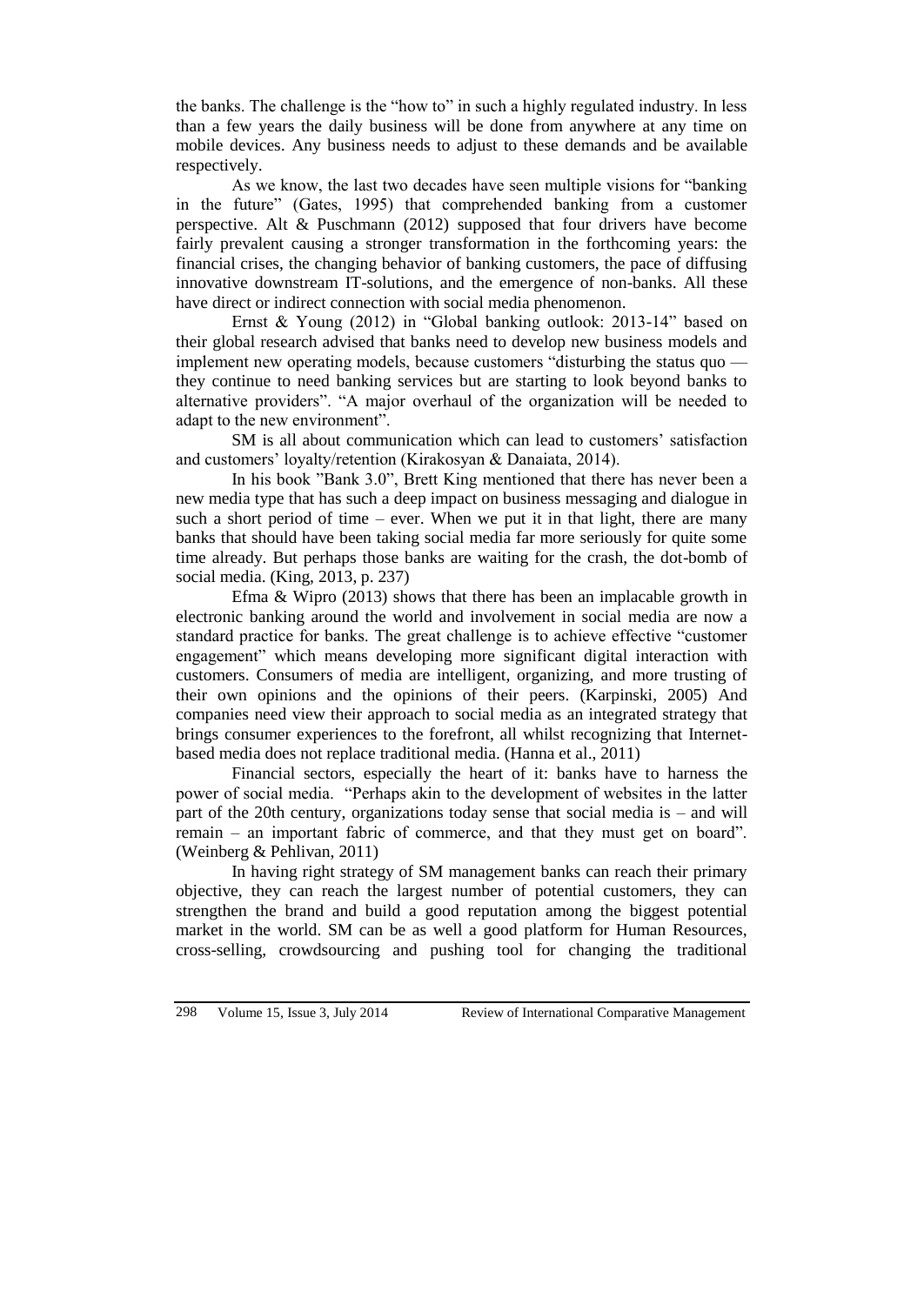the banks. The challenge is the "how to" in such a highly regulated industry. In less than a few years the daily business will be done from anywhere at any time on mobile devices. Any business needs to adjust to these demands and be available respectively.

As we know, the last two decades have seen multiple visions for "banking in the future" (Gates, 1995) that comprehended banking from a customer perspective. Alt & Puschmann (2012) supposed that four drivers have become fairly prevalent causing a stronger transformation in the forthcoming years: the financial crises, the changing behavior of banking customers, the pace of diffusing innovative downstream IT-solutions, and the emergence of non-banks. All these have direct or indirect connection with social media phenomenon.

Ernst & Young (2012) in "Global banking outlook: 2013-14" based on their global research advised that banks need to develop new business models and implement new operating models, because customers "disturbing the status quo — they continue to need banking services but are starting to look beyond banks to alternative providers". "A major overhaul of the organization will be needed to adapt to the new environment".

SM is all about communication which can lead to customers' satisfaction and customers' loyalty/retention (Kirakosyan & Danaiata, 2014).

In his book "Bank 3.0", Brett King mentioned that there has never been a new media type that has such a deep impact on business messaging and dialogue in such a short period of time – ever. When we put it in that light, there are many banks that should have been taking social media far more seriously for quite some time already. But perhaps those banks are waiting for the crash, the dot-bomb of social media. (King, 2013, p. 237)

Efma & Wipro (2013) shows that there has been an implacable growth in electronic banking around the world and involvement in social media are now a standard practice for banks. The great challenge is to achieve effective "customer engagement" which means developing more significant digital interaction with customers. Consumers of media are intelligent, organizing, and more trusting of their own opinions and the opinions of their peers. (Karpinski, 2005) And companies need view their approach to social media as an integrated strategy that brings consumer experiences to the forefront, all whilst recognizing that Internet-based media does not replace traditional media. (Hanna et al., 2011)

Financial sectors, especially the heart of it: banks have to harness the power of social media. "Perhaps akin to the development of websites in the latter part of the 20th century, organizations today sense that social media is – and will remain – an important fabric of commerce, and that they must get on board". (Weinberg & Pehlivan, 2011)

In having right strategy of SM management banks can reach their primary objective, they can reach the largest number of potential customers, they can strengthen the brand and build a good reputation among the biggest potential market in the world. SM can be as well a good platform for Human Resources, cross-selling, crowdsourcing and pushing tool for changing the traditional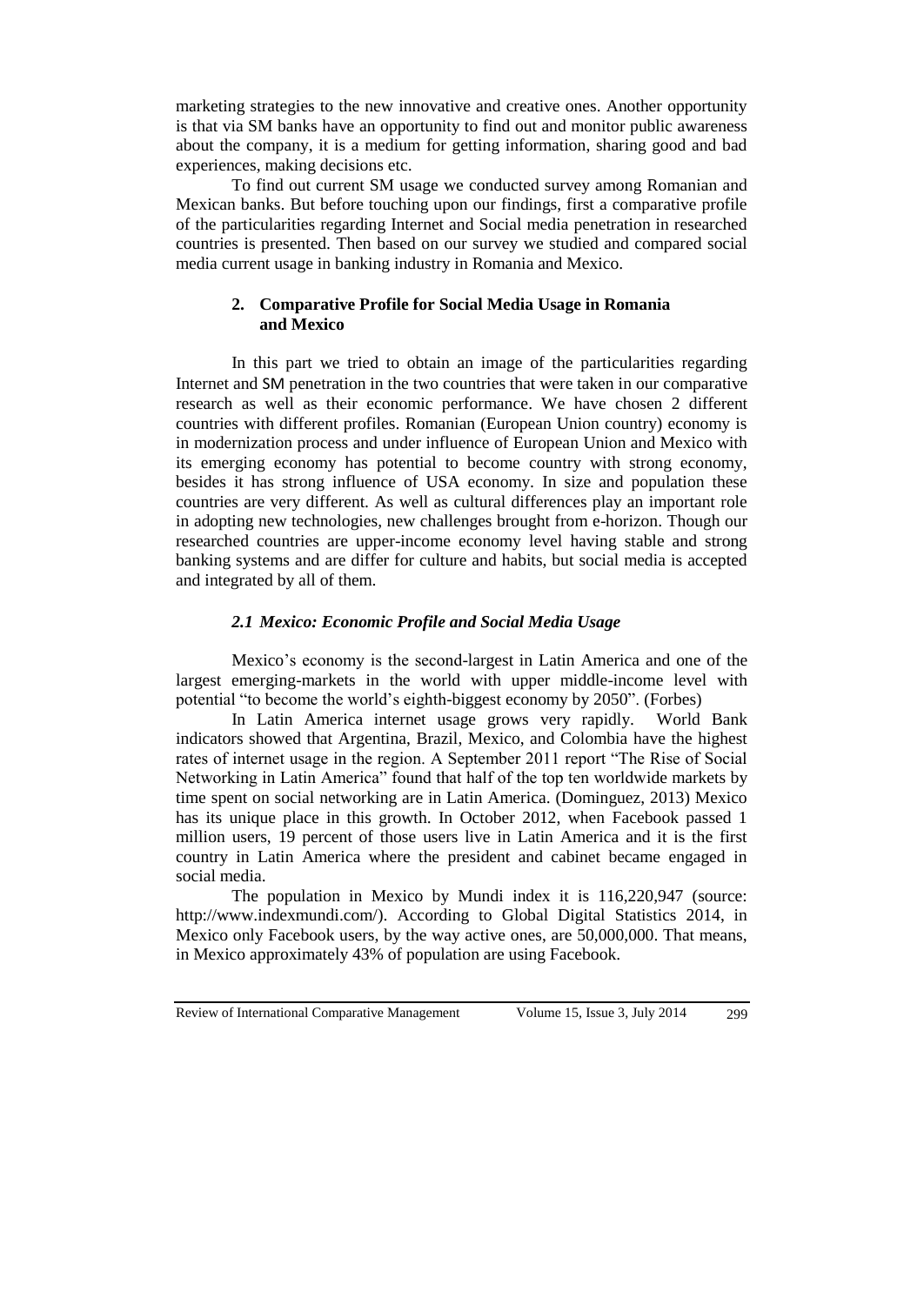marketing strategies to the new innovative and creative ones. Another opportunity is that via SM banks have an opportunity to find out and monitor public awareness about the company, it is a medium for getting information, sharing good and bad experiences, making decisions etc.

To find out current SM usage we conducted survey among Romanian and Mexican banks. But before touching upon our findings, first a comparative profile of the particularities regarding Internet and Social media penetration in researched countries is presented. Then based on our survey we studied and compared social media current usage in banking industry in Romania and Mexico.

## 2. Comparative Profile for Social Media Usage in Romania and Mexico

In this part we tried to obtain an image of the particularities regarding Internet and SM penetration in the two countries that were taken in our comparative research as well as their economic performance. We have chosen 2 different countries with different profiles. Romanian (European Union country) economy is in modernization process and under influence of European Union and Mexico with its emerging economy has potential to become country with strong economy, besides it has strong influence of USA economy. In size and population these countries are very different. As well as cultural differences play an important role in adopting new technologies, new challenges brought from e-horizon. Though our researched countries are upper-income economy level having stable and strong banking systems and are differ for culture and habits, but social media is accepted and integrated by all of them.

### *2.1 Mexico: Economic Profile and Social Media Usage*

Mexico's economy is the second-largest in Latin America and one of the largest emerging-markets in the world with upper middle-income level with potential "to become the world's eighth-biggest economy by 2050". (Forbes)

In Latin America internet usage grows very rapidly. World Bank indicators showed that Argentina, Brazil, Mexico, and Colombia have the highest rates of internet usage in the region. A September 2011 report "The Rise of Social Networking in Latin America" found that half of the top ten worldwide markets by time spent on social networking are in Latin America. (Dominguez, 2013) Mexico has its unique place in this growth. In October 2012, when Facebook passed 1 million users, 19 percent of those users live in Latin America and it is the first country in Latin America where the president and cabinet became engaged in social media.

The population in Mexico by Mundi index it is 116,220,947 (source: http://www.indexmundi.com/). According to Global Digital Statistics 2014, in Mexico only Facebook users, by the way active ones, are 50,000,000. That means, in Mexico approximately 43% of population are using Facebook.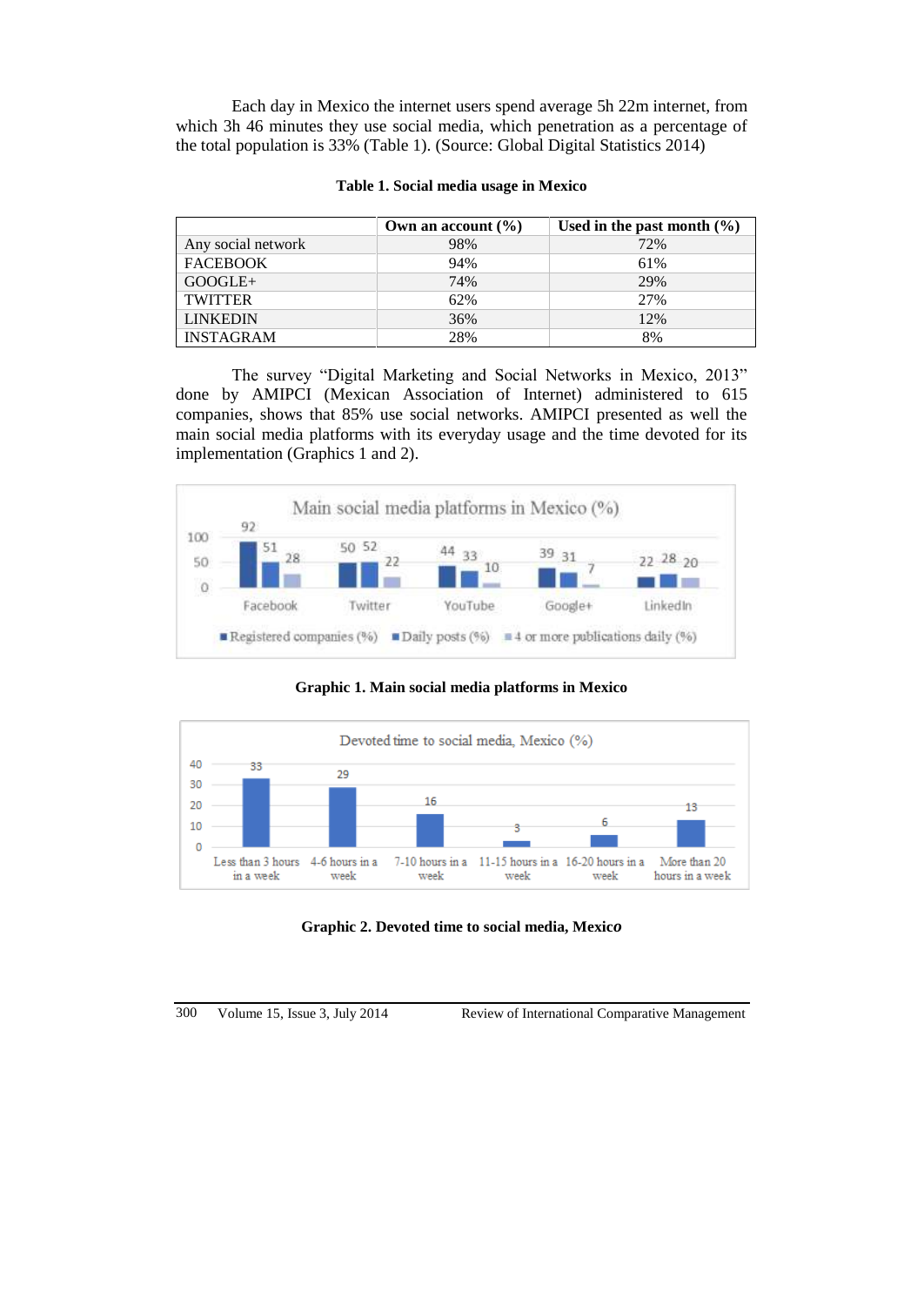Each day in Mexico the internet users spend average 5h 22m internet, from which 3h 46 minutes they use social media, which penetration as a percentage of the total population is 33% (Table 1). (Source: Global Digital Statistics 2014)

**Table 1. Social media usage in Mexico**

| | Own an account (%) | Used in the past month (%) |
|---|---|---|
| Any social network | 98% | 72% |
| FACEBOOK | 94% | 61% |
| GOOGLE+ | 74% | 29% |
| TWITTER | 62% | 27% |
| LINKEDIN | 36% | 12% |
| INSTAGRAM | 28% | 8% |

The survey "Digital Marketing and Social Networks in Mexico, 2013" done by AMIPCI (Mexican Association of Internet) administered to 615 companies, shows that 85% use social networks. AMIPCI presented as well the main social media platforms with its everyday usage and the time devoted for its implementation (Graphics 1 and 2).

**Graphic 1. Main social media platforms in Mexico**

**Graphic 2. Devoted time to social media, Mexico**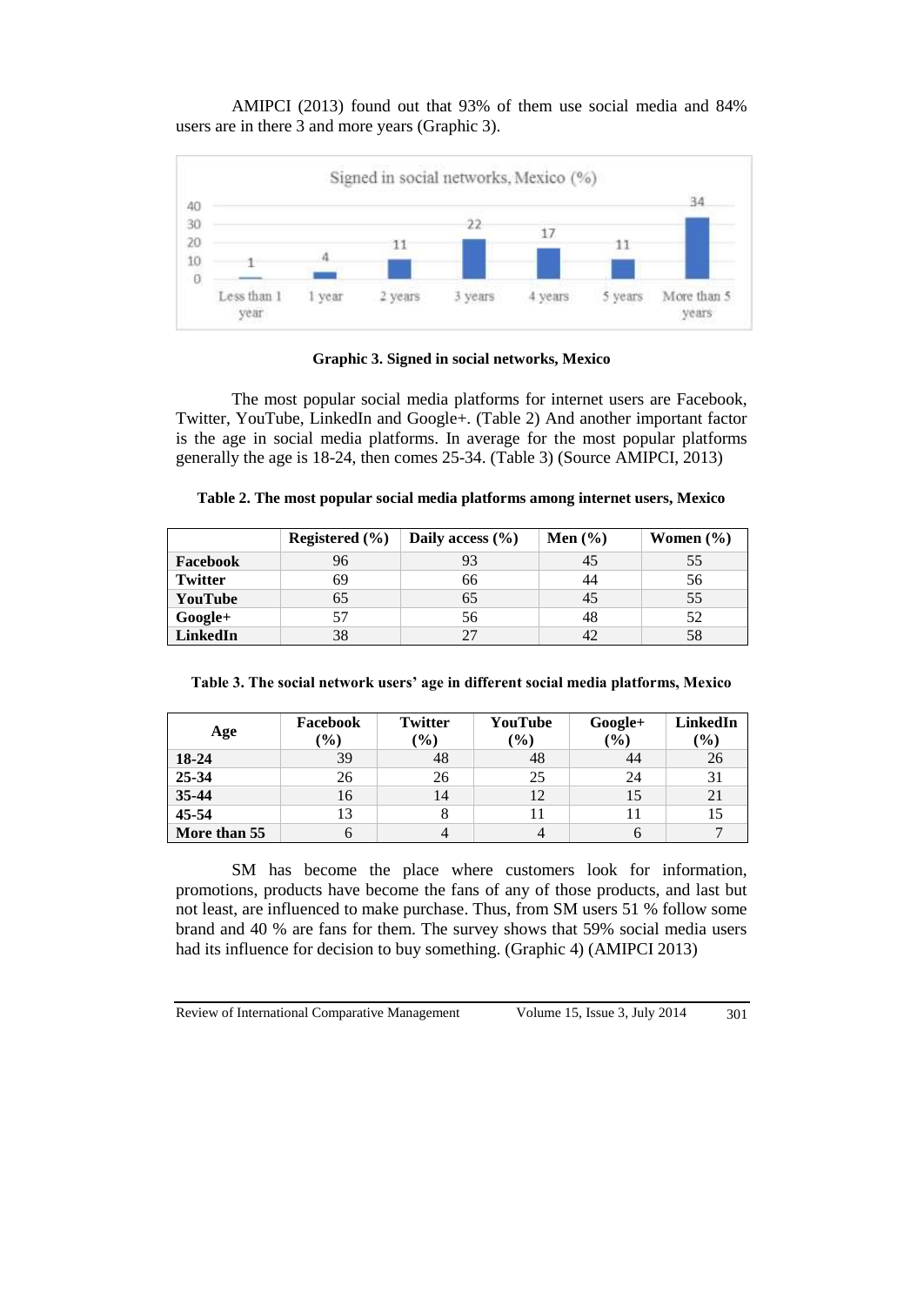AMIPCI (2013) found out that 93% of them use social media and 84% users are in there 3 and more years (Graphic 3).

**Graphic 3. Signed in social networks, Mexico**

The most popular social media platforms for internet users are Facebook, Twitter, YouTube, LinkedIn and Google+. (Table 2) And another important factor is the age in social media platforms. In average for the most popular platforms generally the age is 18-24, then comes 25-34. (Table 3) (Source AMIPCI, 2013)

**Table 2. The most popular social media platforms among internet users, Mexico**

| | Registered (%) | Daily access (%) | Men (%) | Women (%) |
|---|---|---|---|---|
| **Facebook** | 96 | 93 | 45 | 55 |
| **Twitter** | 69 | 66 | 44 | 56 |
| **YouTube** | 65 | 65 | 45 | 55 |
| **Google+** | 57 | 56 | 48 | 52 |
| **LinkedIn** | 38 | 27 | 42 | 58 |

**Table 3. The social network users' age in different social media platforms, Mexico**

| Age | Facebook (%) | Twitter (%) | YouTube (%) | Google+ (%) | LinkedIn (%) |
|---|---|---|---|---|---|
| **18-24** | 39 | 48 | 48 | 44 | 26 |
| **25-34** | 26 | 26 | 25 | 24 | 31 |
| **35-44** | 16 | 14 | 12 | 15 | 21 |
| **45-54** | 13 | 8 | 11 | 11 | 15 |
| **More than 55** | 6 | 4 | 4 | 6 | 7 |

SM has become the place where customers look for information, promotions, products have become the fans of any of those products, and last but not least, are influenced to make purchase. Thus, from SM users 51 % follow some brand and 40 % are fans for them. The survey shows that 59% social media users had its influence for decision to buy something. (Graphic 4) (AMIPCI 2013)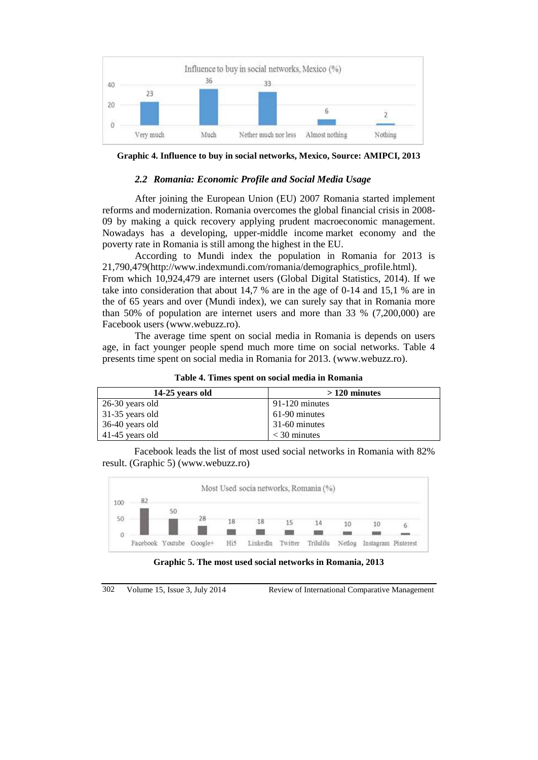Graphic 4. Influence to buy in social networks, Mexico, Source: AMIPCI, 2013

### *2.2 Romania: Economic Profile and Social Media Usage*

After joining the European Union (EU) 2007 Romania started implement reforms and modernization. Romania overcomes the global financial crisis in 2008-09 by making a quick recovery applying prudent macroeconomic management. Nowadays has a developing, upper-middle income market economy and the poverty rate in Romania is still among the highest in the EU.

According to Mundi index the population in Romania for 2013 is 21,790,479(http://www.indexmundi.com/romania/demographics_profile.html). From which 10,924,479 are internet users (Global Digital Statistics, 2014). If we take into consideration that about 14,7 % are in the age of 0-14 and 15,1 % are in the of 65 years and over (Mundi index), we can surely say that in Romania more than 50% of population are internet users and more than 33 % (7,200,000) are Facebook users (www.webuzz.ro).

The average time spent on social media in Romania is depends on users age, in fact younger people spend much more time on social networks. Table 4 presents time spent on social media in Romania for 2013. (www.webuzz.ro).

**Table 4. Times spent on social media in Romania**

| 14-25 years old | > 120 minutes |
|---|---|
| 26-30 years old | 91-120 minutes |
| 31-35 years old | 61-90 minutes |
| 36-40 years old | 31-60 minutes |
| 41-45 years old | < 30 minutes |

Facebook leads the list of most used social networks in Romania with 82% result. (Graphic 5) (www.webuzz.ro)

Graphic 5. The most used social networks in Romania, 2013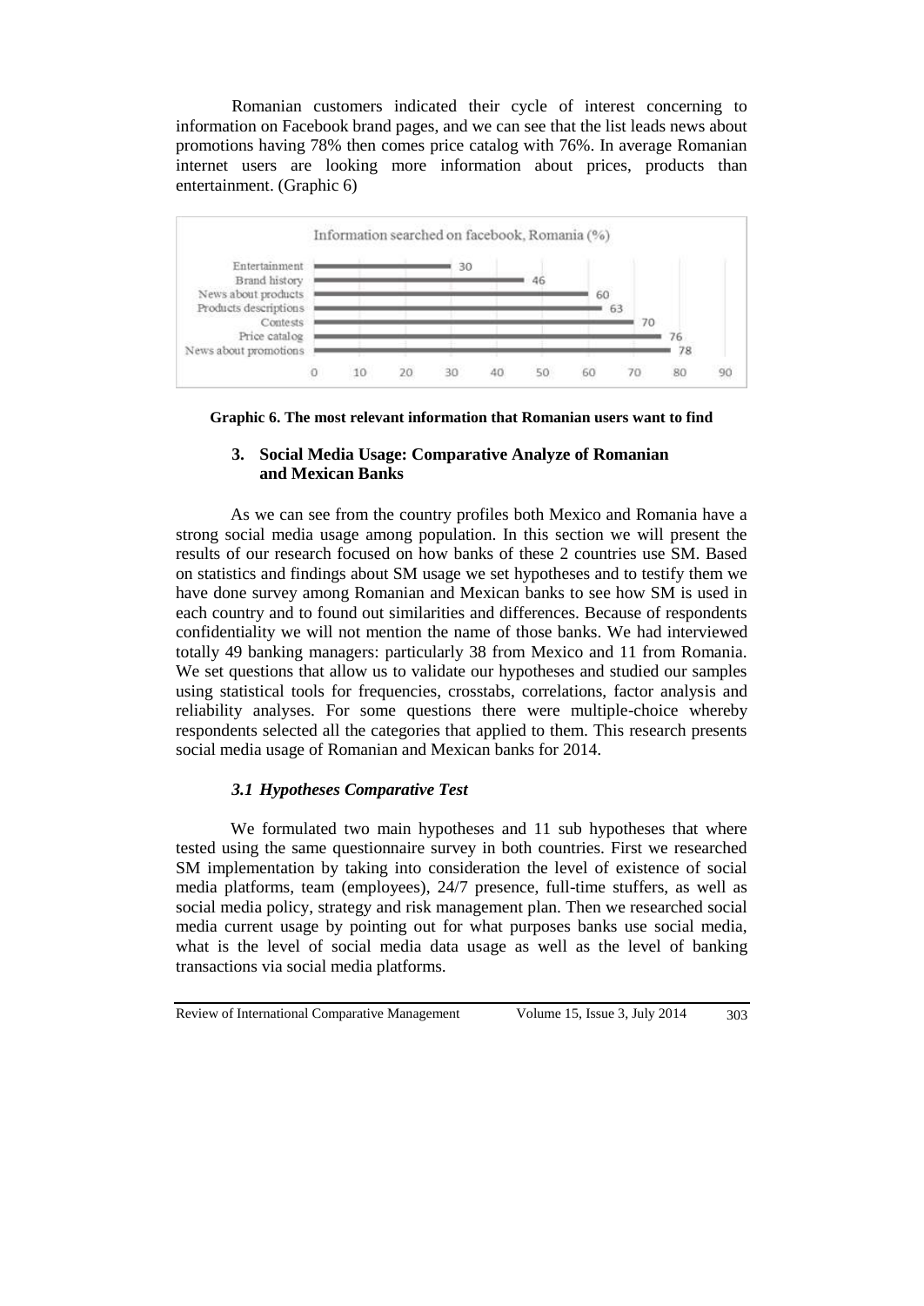Romanian customers indicated their cycle of interest concerning to information on Facebook brand pages, and we can see that the list leads news about promotions having 78% then comes price catalog with 76%. In average Romanian internet users are looking more information about prices, products than entertainment. (Graphic 6)

Information searched on facebook, Romania (%)

| Information | % |
| --- | --- |
| Entertainment | 30 |
| Brand history | 46 |
| News about products | 60 |
| Products descriptions | 63 |
| Contests | 70 |
| Price catalog | 76 |
| News about promotions | 78 |

**Graphic 6. The most relevant information that Romanian users want to find**

## 3. Social Media Usage: Comparative Analyze of Romanian and Mexican Banks

As we can see from the country profiles both Mexico and Romania have a strong social media usage among population. In this section we will present the results of our research focused on how banks of these 2 countries use SM. Based on statistics and findings about SM usage we set hypotheses and to testify them we have done survey among Romanian and Mexican banks to see how SM is used in each country and to found out similarities and differences. Because of respondents confidentiality we will not mention the name of those banks. We had interviewed totally 49 banking managers: particularly 38 from Mexico and 11 from Romania. We set questions that allow us to validate our hypotheses and studied our samples using statistical tools for frequencies, crosstabs, correlations, factor analysis and reliability analyses. For some questions there were multiple-choice whereby respondents selected all the categories that applied to them. This research presents social media usage of Romanian and Mexican banks for 2014.

### *3.1 Hypotheses Comparative Test*

We formulated two main hypotheses and 11 sub hypotheses that where tested using the same questionnaire survey in both countries. First we researched SM implementation by taking into consideration the level of existence of social media platforms, team (employees), 24/7 presence, full-time stuffers, as well as social media policy, strategy and risk management plan. Then we researched social media current usage by pointing out for what purposes banks use social media, what is the level of social media data usage as well as the level of banking transactions via social media platforms.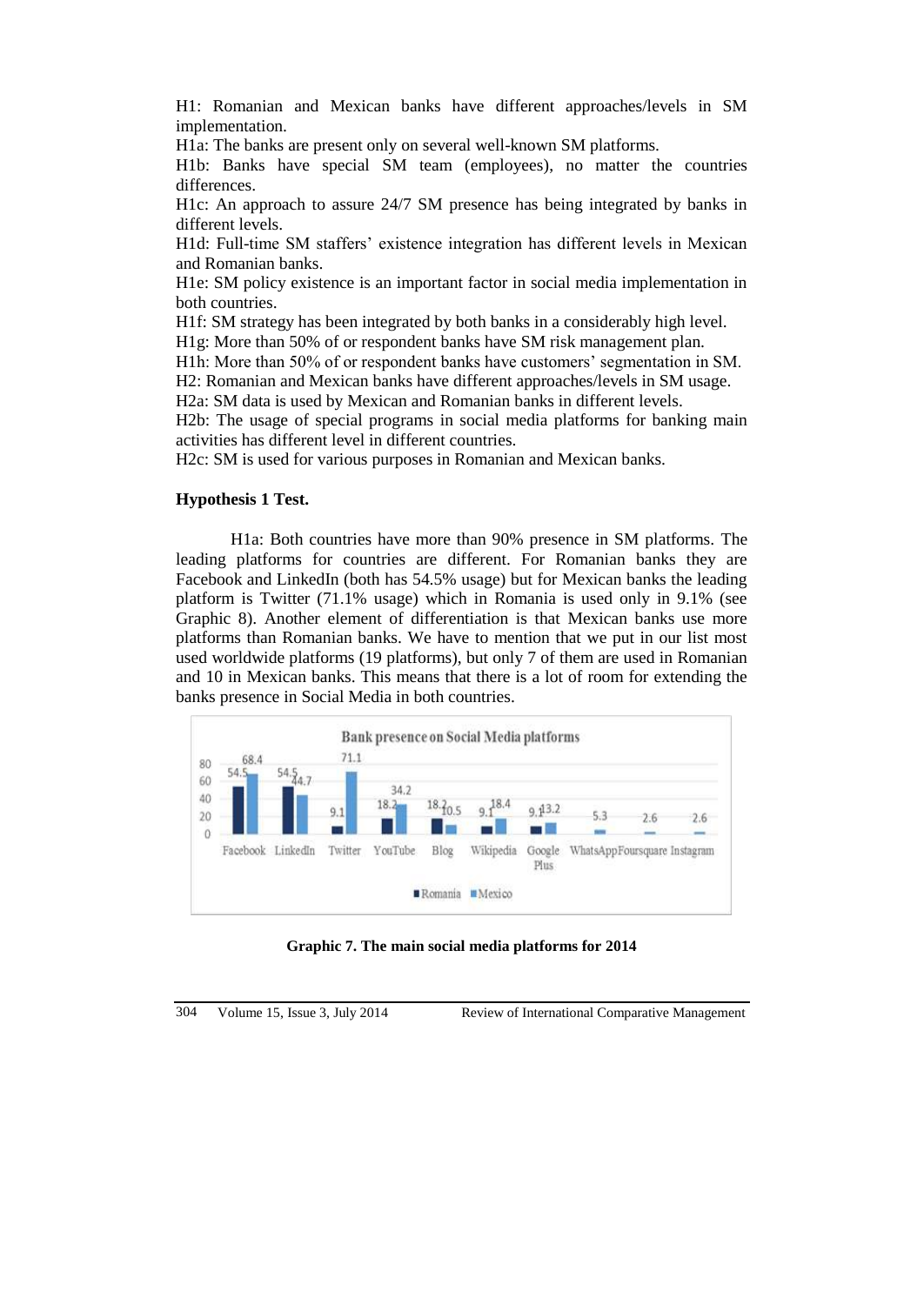H1: Romanian and Mexican banks have different approaches/levels in SM implementation.

H1a: The banks are present only on several well-known SM platforms.

H1b: Banks have special SM team (employees), no matter the countries differences.

H1c: An approach to assure 24/7 SM presence has being integrated by banks in different levels.

H1d: Full-time SM staffers' existence integration has different levels in Mexican and Romanian banks.

H1e: SM policy existence is an important factor in social media implementation in both countries.

H1f: SM strategy has been integrated by both banks in a considerably high level.

H1g: More than 50% of or respondent banks have SM risk management plan.

H1h: More than 50% of or respondent banks have customers' segmentation in SM.

H2: Romanian and Mexican banks have different approaches/levels in SM usage.

H2a: SM data is used by Mexican and Romanian banks in different levels.

H2b: The usage of special programs in social media platforms for banking main activities has different level in different countries.

H2c: SM is used for various purposes in Romanian and Mexican banks.

**Hypothesis 1 Test.**

H1a: Both countries have more than 90% presence in SM platforms. The leading platforms for countries are different. For Romanian banks they are Facebook and LinkedIn (both has 54.5% usage) but for Mexican banks the leading platform is Twitter (71.1% usage) which in Romania is used only in 9.1% (see Graphic 8). Another element of differentiation is that Mexican banks use more platforms than Romanian banks. We have to mention that we put in our list most used worldwide platforms (19 platforms), but only 7 of them are used in Romanian and 10 in Mexican banks. This means that there is a lot of room for extending the banks presence in Social Media in both countries.

**Bank presence on Social Media platforms**

| Platform | Romania | Mexico |
|---|---|---|
| Facebook | 54.5 | 68.4 |
| LinkedIn | 54.5 | 44.7 |
| Twitter | 9.1 | 71.1 |
| YouTube | 18.2 | 34.2 |
| Blog | 18.2 | 10.5 |
| Wikipedia | 9.1 | 18.4 |
| Google Plus | 9.1 | 13.2 |
| WhatsApp | | 5.3 |
| Foursquare | | 2.6 |
| Instagram | | 2.6 |

**Graphic 7. The main social media platforms for 2014**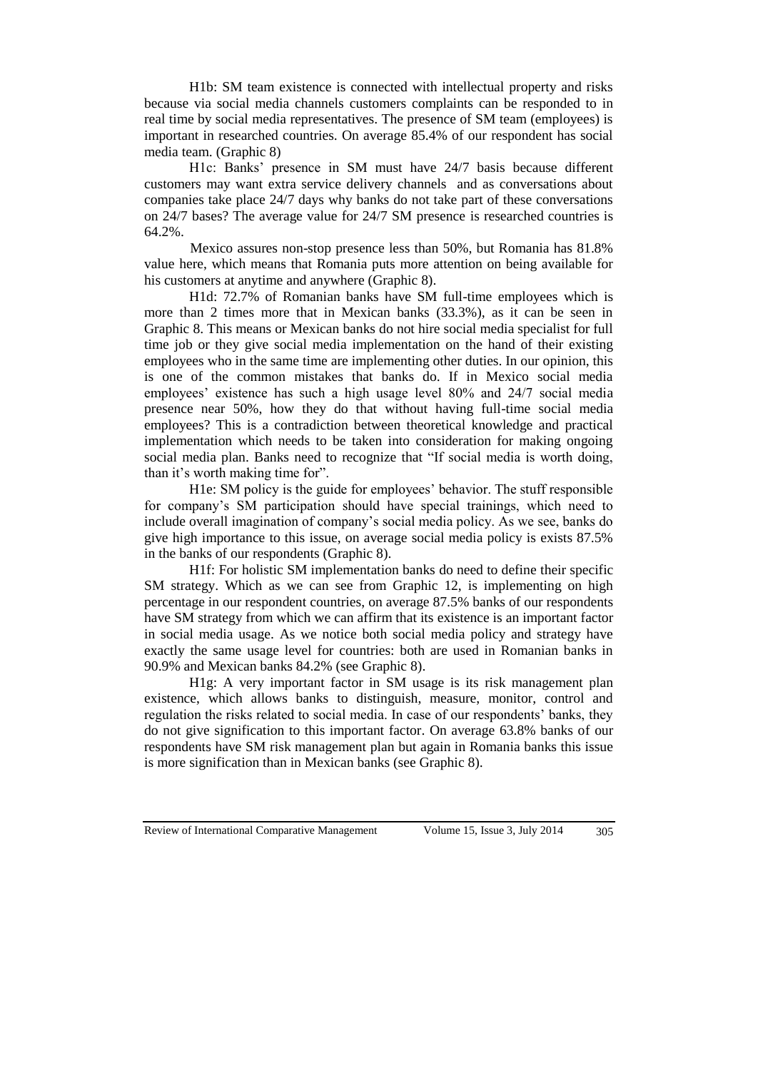H1b: SM team existence is connected with intellectual property and risks because via social media channels customers complaints can be responded to in real time by social media representatives. The presence of SM team (employees) is important in researched countries. On average 85.4% of our respondent has social media team. (Graphic 8)

H1c: Banks' presence in SM must have 24/7 basis because different customers may want extra service delivery channels and as conversations about companies take place 24/7 days why banks do not take part of these conversations on 24/7 bases? The average value for 24/7 SM presence is researched countries is 64.2%.

Mexico assures non-stop presence less than 50%, but Romania has 81.8% value here, which means that Romania puts more attention on being available for his customers at anytime and anywhere (Graphic 8).

H1d: 72.7% of Romanian banks have SM full-time employees which is more than 2 times more that in Mexican banks (33.3%), as it can be seen in Graphic 8. This means or Mexican banks do not hire social media specialist for full time job or they give social media implementation on the hand of their existing employees who in the same time are implementing other duties. In our opinion, this is one of the common mistakes that banks do. If in Mexico social media employees' existence has such a high usage level 80% and 24/7 social media presence near 50%, how they do that without having full-time social media employees? This is a contradiction between theoretical knowledge and practical implementation which needs to be taken into consideration for making ongoing social media plan. Banks need to recognize that "If social media is worth doing, than it's worth making time for".

H1e: SM policy is the guide for employees' behavior. The stuff responsible for company's SM participation should have special trainings, which need to include overall imagination of company's social media policy. As we see, banks do give high importance to this issue, on average social media policy is exists 87.5% in the banks of our respondents (Graphic 8).

H1f: For holistic SM implementation banks do need to define their specific SM strategy. Which as we can see from Graphic 12, is implementing on high percentage in our respondent countries, on average 87.5% banks of our respondents have SM strategy from which we can affirm that its existence is an important factor in social media usage. As we notice both social media policy and strategy have exactly the same usage level for countries: both are used in Romanian banks in 90.9% and Mexican banks 84.2% (see Graphic 8).

H1g: A very important factor in SM usage is its risk management plan existence, which allows banks to distinguish, measure, monitor, control and regulation the risks related to social media. In case of our respondents' banks, they do not give signification to this important factor. On average 63.8% banks of our respondents have SM risk management plan but again in Romania banks this issue is more signification than in Mexican banks (see Graphic 8).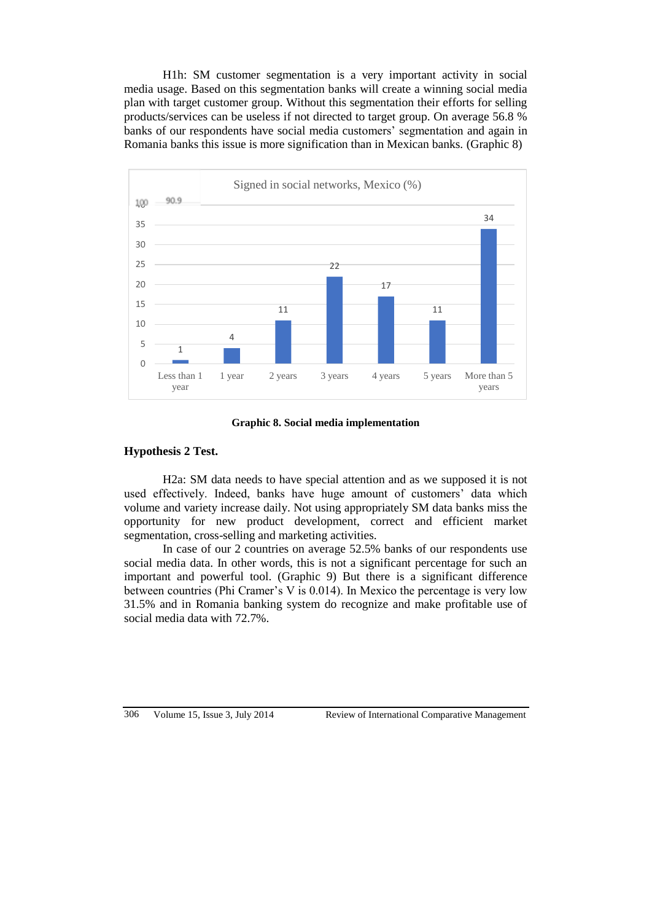H1h: SM customer segmentation is a very important activity in social media usage. Based on this segmentation banks will create a winning social media plan with target customer group. Without this segmentation their efforts for selling products/services can be useless if not directed to target group. On average 56.8 % banks of our respondents have social media customers' segmentation and again in Romania banks this issue is more signification than in Mexican banks. (Graphic 8)

Signed in social networks, Mexico (%)

| Less than 1 year | 1 year | 2 years | 3 years | 4 years | 5 years | More than 5 years |
|---|---|---|---|---|---|---|
| 1 | 4 | 11 | 22 | 17 | 11 | 34 |

**Graphic 8. Social media implementation**

**Hypothesis 2 Test.**

H2a: SM data needs to have special attention and as we supposed it is not used effectively. Indeed, banks have huge amount of customers' data which volume and variety increase daily. Not using appropriately SM data banks miss the opportunity for new product development, correct and efficient market segmentation, cross-selling and marketing activities.

In case of our 2 countries on average 52.5% banks of our respondents use social media data. In other words, this is not a significant percentage for such an important and powerful tool. (Graphic 9) But there is a significant difference between countries (Phi Cramer's V is 0.014). In Mexico the percentage is very low 31.5% and in Romania banking system do recognize and make profitable use of social media data with 72.7%.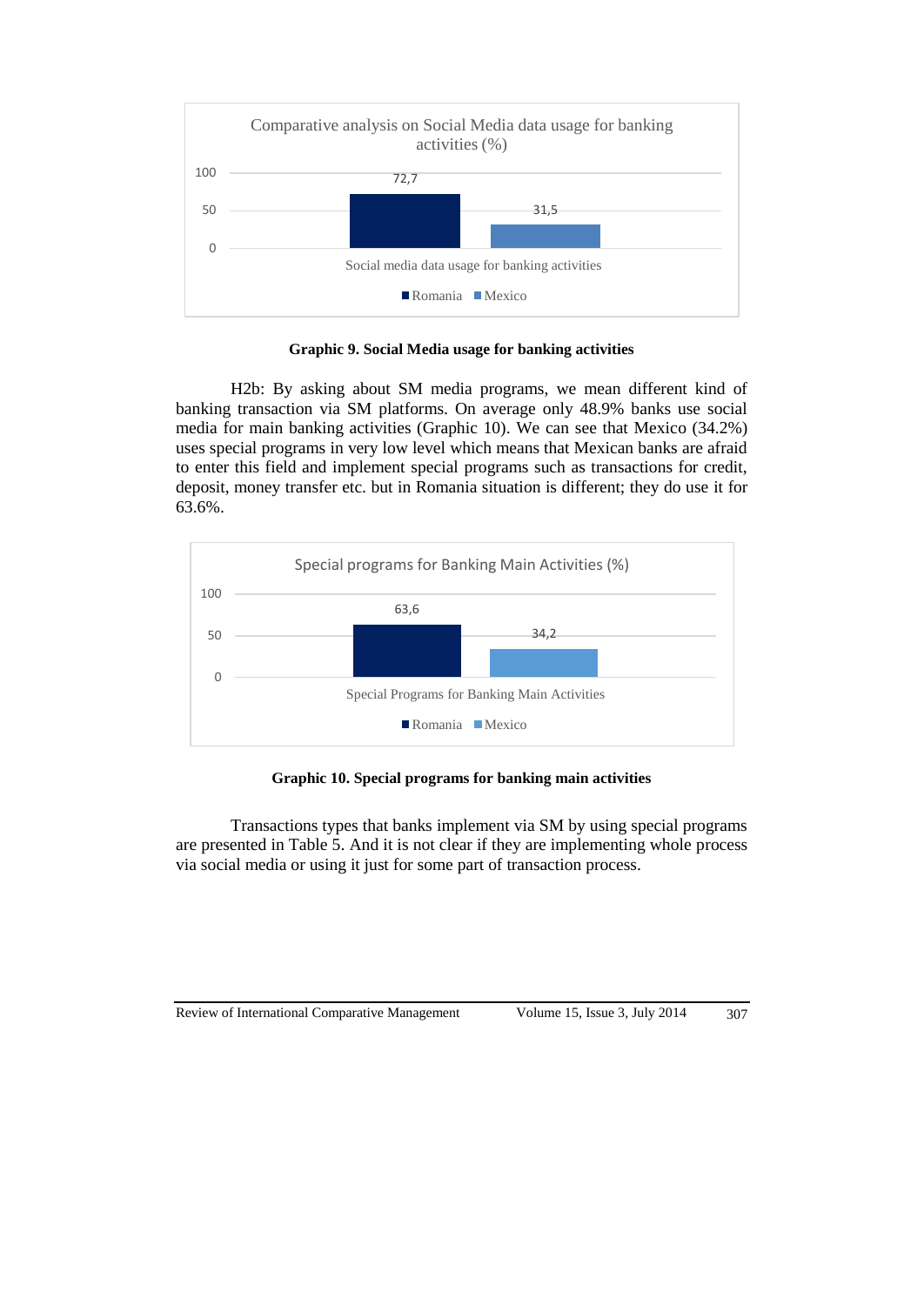Comparative analysis on Social Media data usage for banking activities (%)

| | Romania | Mexico |
|---|---|---|
| Social media data usage for banking activities | 72,7 | 31,5 |

**Graphic 9. Social Media usage for banking activities**

H2b: By asking about SM media programs, we mean different kind of banking transaction via SM platforms. On average only 48.9% banks use social media for main banking activities (Graphic 10). We can see that Mexico (34.2%) uses special programs in very low level which means that Mexican banks are afraid to enter this field and implement special programs such as transactions for credit, deposit, money transfer etc. but in Romania situation is different; they do use it for 63.6%.

Special programs for Banking Main Activities (%)

| | Romania | Mexico |
|---|---|---|
| Special Programs for Banking Main Activities | 63,6 | 34,2 |

**Graphic 10. Special programs for banking main activities**

Transactions types that banks implement via SM by using special programs are presented in Table 5. And it is not clear if they are implementing whole process via social media or using it just for some part of transaction process.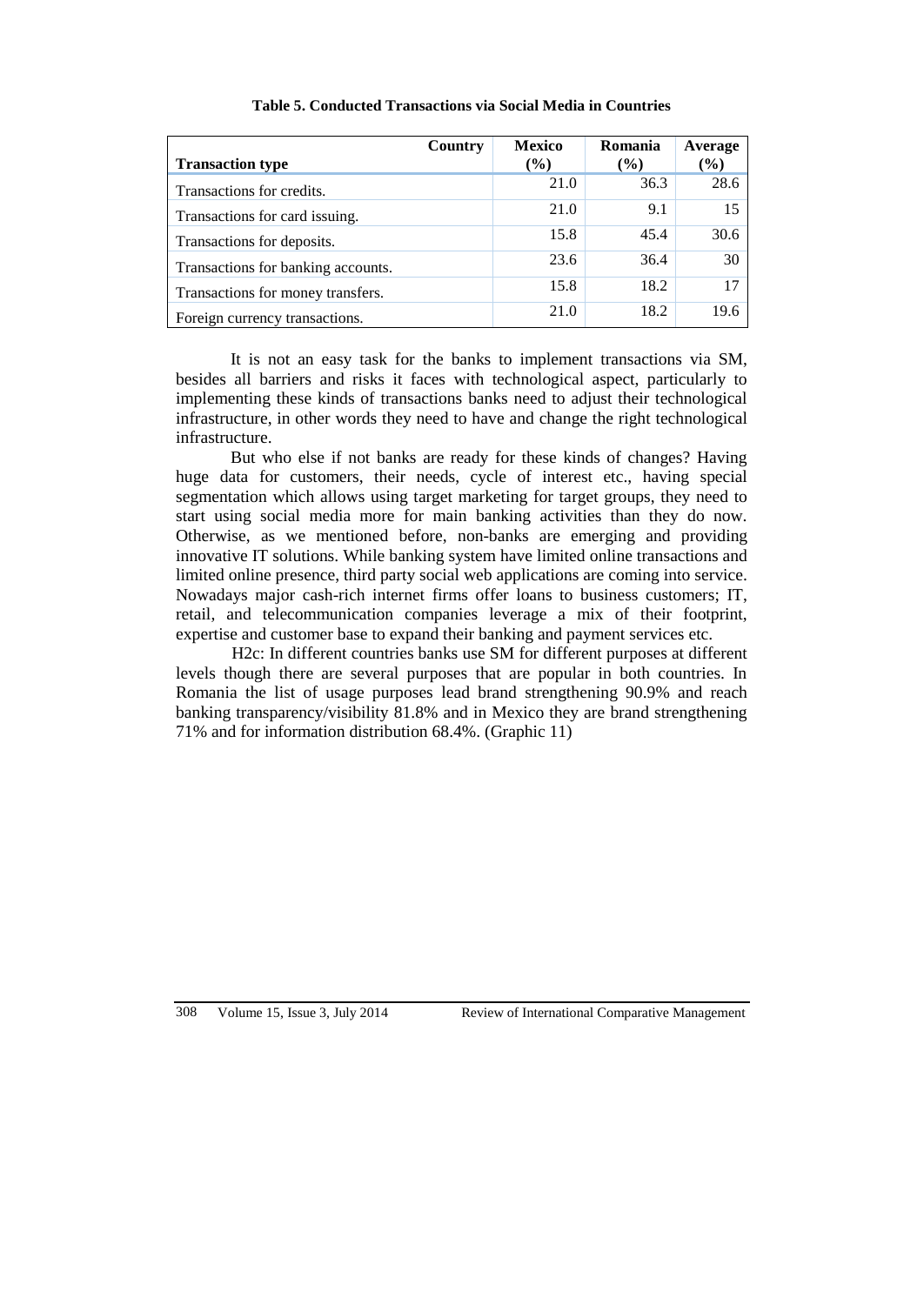**Table 5. Conducted Transactions via Social Media in Countries**

| Transaction type / Country | Mexico (%) | Romania (%) | Average (%) |
|---|---|---|---|
| Transactions for credits. | 21.0 | 36.3 | 28.6 |
| Transactions for card issuing. | 21.0 | 9.1 | 15 |
| Transactions for deposits. | 15.8 | 45.4 | 30.6 |
| Transactions for banking accounts. | 23.6 | 36.4 | 30 |
| Transactions for money transfers. | 15.8 | 18.2 | 17 |
| Foreign currency transactions. | 21.0 | 18.2 | 19.6 |

It is not an easy task for the banks to implement transactions via SM, besides all barriers and risks it faces with technological aspect, particularly to implementing these kinds of transactions banks need to adjust their technological infrastructure, in other words they need to have and change the right technological infrastructure.

But who else if not banks are ready for these kinds of changes? Having huge data for customers, their needs, cycle of interest etc., having special segmentation which allows using target marketing for target groups, they need to start using social media more for main banking activities than they do now. Otherwise, as we mentioned before, non-banks are emerging and providing innovative IT solutions. While banking system have limited online transactions and limited online presence, third party social web applications are coming into service. Nowadays major cash-rich internet firms offer loans to business customers; IT, retail, and telecommunication companies leverage a mix of their footprint, expertise and customer base to expand their banking and payment services etc.

H2c: In different countries banks use SM for different purposes at different levels though there are several purposes that are popular in both countries. In Romania the list of usage purposes lead brand strengthening 90.9% and reach banking transparency/visibility 81.8% and in Mexico they are brand strengthening 71% and for information distribution 68.4%. (Graphic 11)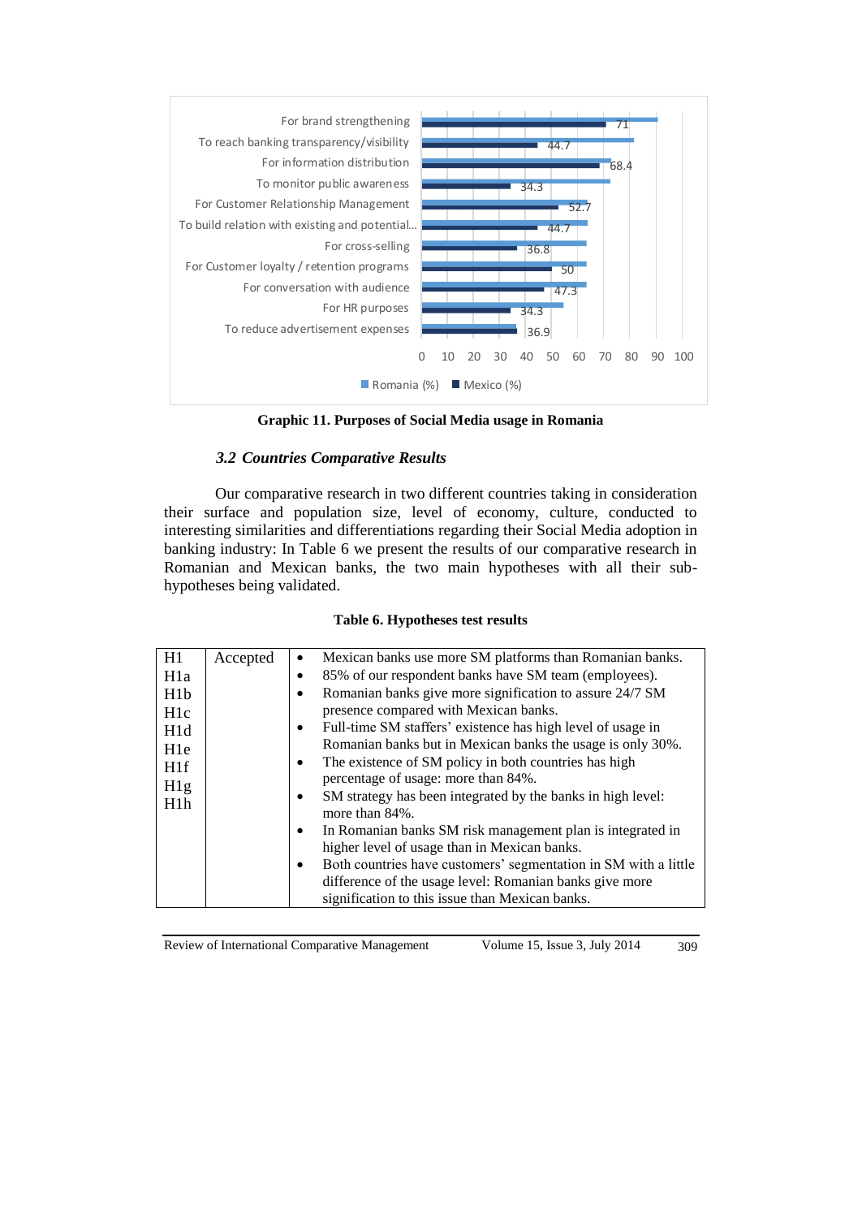For brand strengthening
To reach banking transparency/visibility
For information distribution
To monitor public awareness
For Customer Relationship Management
To build relation with existing and potential...
For cross-selling
For Customer loyalty / retention programs
For conversation with audience
For HR purposes
To reduce advertisement expenses

71
44.7
68.4
34.3
52.7
44.7
36.8
50
47.3
34.3
36.9

0 10 20 30 40 50 60 70 80 90 100

Romania (%) Mexico (%)

**Graphic 11. Purposes of Social Media usage in Romania**

### *3.2 Countries Comparative Results*

Our comparative research in two different countries taking in consideration their surface and population size, level of economy, culture, conducted to interesting similarities and differentiations regarding their Social Media adoption in banking industry: In Table 6 we present the results of our comparative research in Romanian and Mexican banks, the two main hypotheses with all their sub-hypotheses being validated.

**Table 6. Hypotheses test results**

| | | |
|---|---|---|
| H1<br>H1a<br>H1b<br>H1c<br>H1d<br>H1e<br>H1f<br>H1g<br>H1h | Accepted | • Mexican banks use more SM platforms than Romanian banks.<br>• 85% of our respondent banks have SM team (employees).<br>• Romanian banks give more signification to assure 24/7 SM presence compared with Mexican banks.<br>• Full-time SM staffers' existence has high level of usage in Romanian banks but in Mexican banks the usage is only 30%.<br>• The existence of SM policy in both countries has high percentage of usage: more than 84%.<br>• SM strategy has been integrated by the banks in high level: more than 84%.<br>• In Romanian banks SM risk management plan is integrated in higher level of usage than in Mexican banks.<br>• Both countries have customers' segmentation in SM with a little difference of the usage level: Romanian banks give more signification to this issue than Mexican banks. |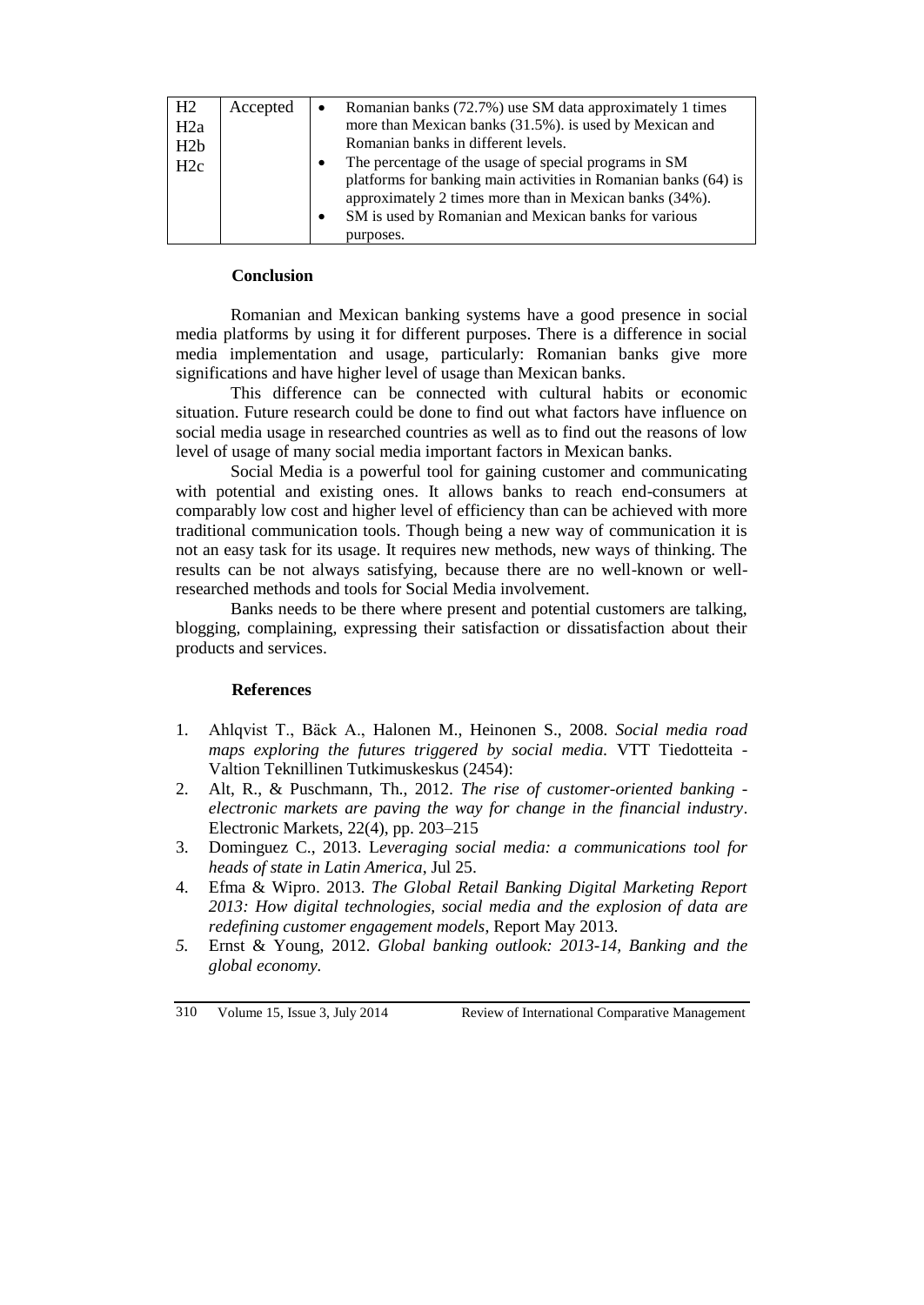| H2<br>H2a<br>H2b<br>H2c | Accepted | • Romanian banks (72.7%) use SM data approximately 1 times more than Mexican banks (31.5%). is used by Mexican and Romanian banks in different levels.<br>• The percentage of the usage of special programs in SM platforms for banking main activities in Romanian banks (64) is approximately 2 times more than in Mexican banks (34%).<br>• SM is used by Romanian and Mexican banks for various purposes. |
|---|---|---|

## Conclusion

Romanian and Mexican banking systems have a good presence in social media platforms by using it for different purposes. There is a difference in social media implementation and usage, particularly: Romanian banks give more significations and have higher level of usage than Mexican banks.

This difference can be connected with cultural habits or economic situation. Future research could be done to find out what factors have influence on social media usage in researched countries as well as to find out the reasons of low level of usage of many social media important factors in Mexican banks.

Social Media is a powerful tool for gaining customer and communicating with potential and existing ones. It allows banks to reach end-consumers at comparably low cost and higher level of efficiency than can be achieved with more traditional communication tools. Though being a new way of communication it is not an easy task for its usage. It requires new methods, new ways of thinking. The results can be not always satisfying, because there are no well-known or well-researched methods and tools for Social Media involvement.

Banks needs to be there where present and potential customers are talking, blogging, complaining, expressing their satisfaction or dissatisfaction about their products and services.

## References

1. Ahlqvist T., Bäck A., Halonen M., Heinonen S., 2008. *Social media road maps exploring the futures triggered by social media.* VTT Tiedotteita - Valtion Teknillinen Tutkimuskeskus (2454):
2. Alt, R., & Puschmann, Th., 2012. *The rise of customer-oriented banking - electronic markets are paving the way for change in the financial industry*. Electronic Markets, 22(4), pp. 203–215
3. Dominguez C., 2013. L*everaging social media: a communications tool for heads of state in Latin America*, Jul 25.
4. Efma & Wipro. 2013. *The Global Retail Banking Digital Marketing Report 2013: How digital technologies, social media and the explosion of data are redefining customer engagement models*, Report May 2013.
5. Ernst & Young, 2012. *Global banking outlook: 2013-14, Banking and the global economy.*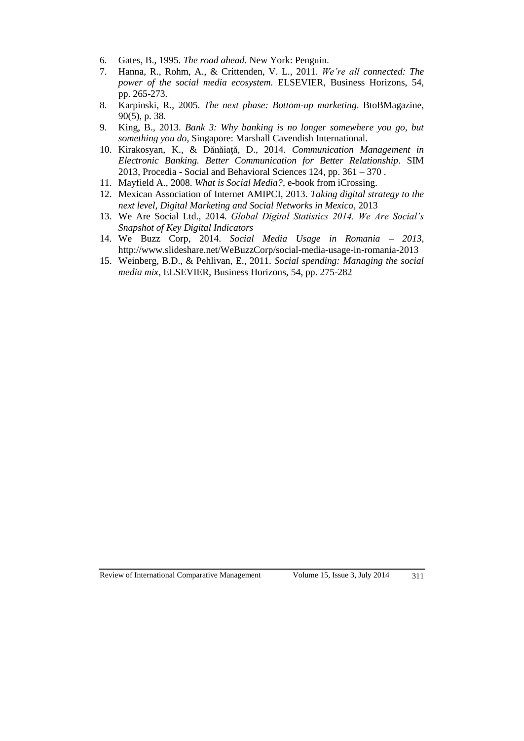6. Gates, B., 1995. *The road ahead*. New York: Penguin.
7. Hanna, R., Rohm, A., & Crittenden, V. L., 2011. *We're all connected: The power of the social media ecosystem.* ELSEVIER, Business Horizons, 54, pp. 265-273.
8. Karpinski, R., 2005. *The next phase: Bottom-up marketing*. BtoBMagazine, 90(5), p. 38.
9. King, B., 2013. *Bank 3: Why banking is no longer somewhere you go, but something you do*, Singapore: Marshall Cavendish International.
10. Kirakosyan, K., & Dănăiață, D., 2014. *Communication Management in Electronic Banking. Better Communication for Better Relationship*. SIM 2013, Procedia - Social and Behavioral Sciences 124, pp. 361 – 370 .
11. Mayfield A., 2008. *What is Social Media?*, e-book from iCrossing.
12. Mexican Association of Internet AMIPCI, 2013. *Taking digital strategy to the next level, Digital Marketing and Social Networks in Mexico*, 2013
13. We Are Social Ltd., 2014. *Global Digital Statistics 2014. We Are Social's Snapshot of Key Digital Indicators*
14. We Buzz Corp, 2014. *Social Media Usage in Romania – 2013*, http://www.slideshare.net/WeBuzzCorp/social-media-usage-in-romania-2013
15. Weinberg, B.D., & Pehlivan, E., 2011. *Social spending: Managing the social media mix*, ELSEVIER, Business Horizons, 54, pp. 275-282